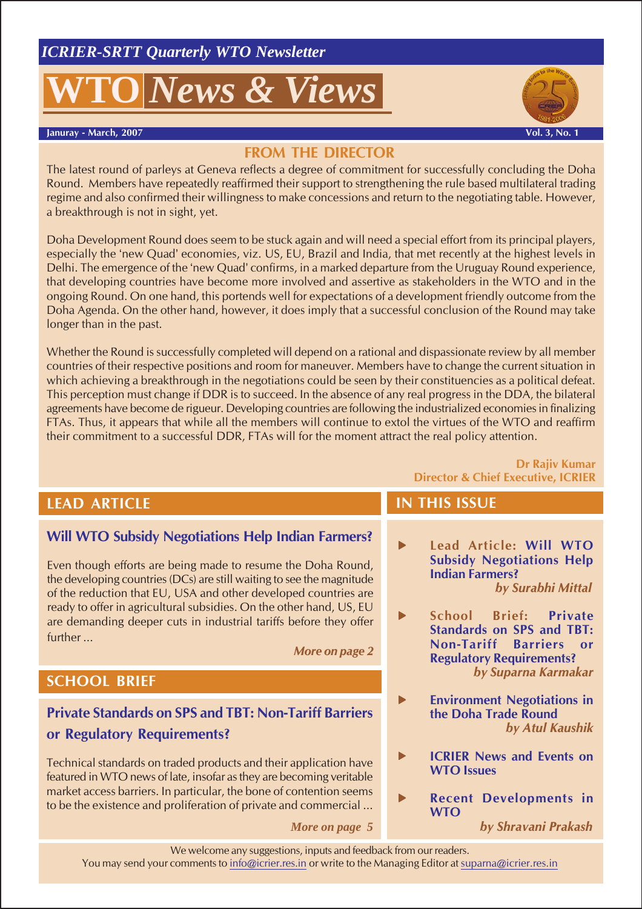*ICRIER-SRTT Quarterly WTO Newsletter*

# WTO *News & Views*

**Januray - March, 2007** **Vol. 3, No. 1**

## FROM THE DIRECTOR

The latest round of parleys at Geneva reflects a degree of commitment for successfully concluding the Doha Round. Members have repeatedly reaffirmed their support to strengthening the rule based multilateral trading regime and also confirmed their willingness to make concessions and return to the negotiating table. However, a breakthrough is not in sight, yet.

Doha Development Round does seem to be stuck again and will need a special effort from its principal players, especially the 'new Quad' economies, viz. US, EU, Brazil and India, that met recently at the highest levels in Delhi. The emergence of the 'new Quad' confirms, in a marked departure from the Uruguay Round experience, that developing countries have become more involved and assertive as stakeholders in the WTO and in the ongoing Round. On one hand, this portends well for expectations of a development friendly outcome from the Doha Agenda. On the other hand, however, it does imply that a successful conclusion of the Round may take longer than in the past.

Whether the Round is successfully completed will depend on a rational and dispassionate review by all member countries of their respective positions and room for maneuver. Members have to change the current situation in which achieving a breakthrough in the negotiations could be seen by their constituencies as a political defeat. This perception must change if DDR is to succeed. In the absence of any real progress in the DDA, the bilateral agreements have become de rigueur. Developing countries are following the industrialized economies in finalizing FTAs. Thus, it appears that while all the members will continue to extol the virtues of the WTO and reaffirm their commitment to a successful DDR, FTAs will for the moment attract the real policy attention.

**Dr Rajiv Kumar**
**Director & Chief Executive, ICRIER**

## LEAD ARTICLE

### Will WTO Subsidy Negotiations Help Indian Farmers?

Even though efforts are being made to resume the Doha Round, the developing countries (DCs) are still waiting to see the magnitude of the reduction that EU, USA and other developed countries are ready to offer in agricultural subsidies. On the other hand, US, EU are demanding deeper cuts in industrial tariffs before they offer further ...

***More on page 2***

## SCHOOL BRIEF

### Private Standards on SPS and TBT: Non-Tariff Barriers or Regulatory Requirements?

Technical standards on traded products and their application have featured in WTO news of late, insofar as they are becoming veritable market access barriers. In particular, the bone of contention seems to be the existence and proliferation of private and commercial ...

***More on page 5***

## IN THIS ISSUE

- **Lead Article: Will WTO Subsidy Negotiations Help Indian Farmers?** ***by Surabhi Mittal***
- **School Brief: Private Standards on SPS and TBT: Non-Tariff Barriers or Regulatory Requirements?** ***by Suparna Karmakar***
- **Environment Negotiations in the Doha Trade Round** ***by Atul Kaushik***
- **ICRIER News and Events on WTO Issues**
- **Recent Developments in WTO** ***by Shravani Prakash***

We welcome any suggestions, inputs and feedback from our readers.
You may send your comments to info@icrier.res.in or write to the Managing Editor at suparna@icrier.res.in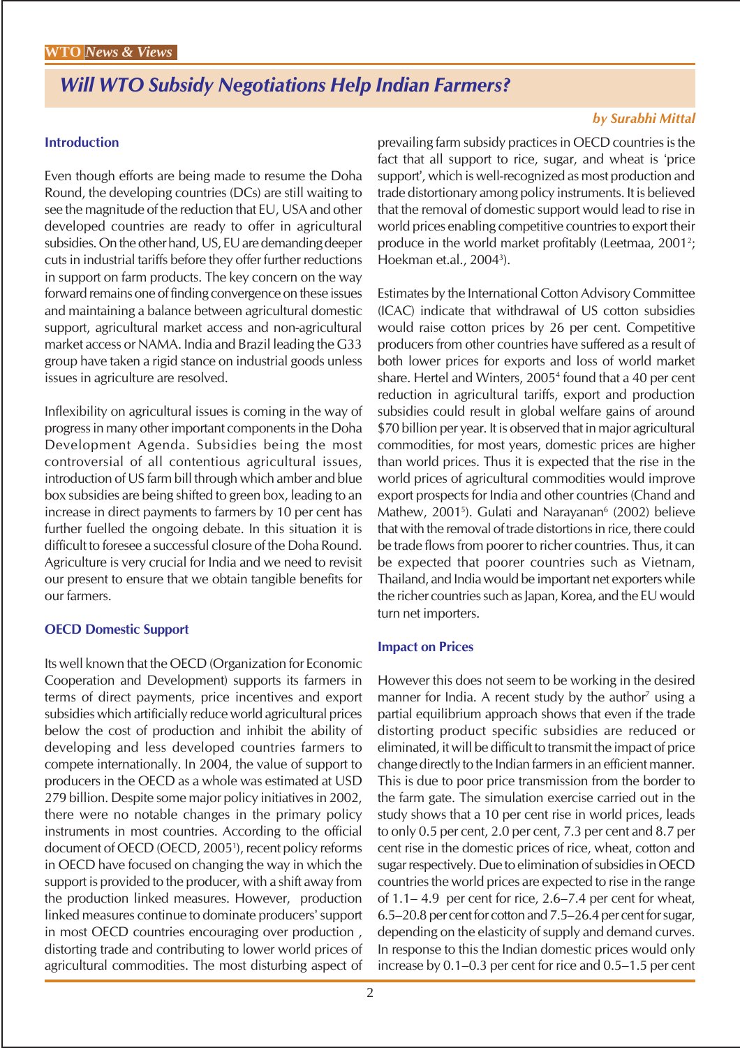# Will WTO Subsidy Negotiations Help Indian Farmers?

***by Surabhi Mittal***

## Introduction

Even though efforts are being made to resume the Doha Round, the developing countries (DCs) are still waiting to see the magnitude of the reduction that EU, USA and other developed countries are ready to offer in agricultural subsidies. On the other hand, US, EU are demanding deeper cuts in industrial tariffs before they offer further reductions in support on farm products. The key concern on the way forward remains one of finding convergence on these issues and maintaining a balance between agricultural domestic support, agricultural market access and non-agricultural market access or NAMA. India and Brazil leading the G33 group have taken a rigid stance on industrial goods unless issues in agriculture are resolved.

Inflexibility on agricultural issues is coming in the way of progress in many other important components in the Doha Development Agenda. Subsidies being the most controversial of all contentious agricultural issues, introduction of US farm bill through which amber and blue box subsidies are being shifted to green box, leading to an increase in direct payments to farmers by 10 per cent has further fuelled the ongoing debate. In this situation it is difficult to foresee a successful closure of the Doha Round. Agriculture is very crucial for India and we need to revisit our present to ensure that we obtain tangible benefits for our farmers.

## OECD Domestic Support

Its well known that the OECD (Organization for Economic Cooperation and Development) supports its farmers in terms of direct payments, price incentives and export subsidies which artificially reduce world agricultural prices below the cost of production and inhibit the ability of developing and less developed countries farmers to compete internationally. In 2004, the value of support to producers in the OECD as a whole was estimated at USD 279 billion. Despite some major policy initiatives in 2002, there were no notable changes in the primary policy instruments in most countries. According to the official document of OECD (OECD, 2005[1]), recent policy reforms in OECD have focused on changing the way in which the support is provided to the producer, with a shift away from the production linked measures. However, production linked measures continue to dominate producers' support in most OECD countries encouraging over production , distorting trade and contributing to lower world prices of agricultural commodities. The most disturbing aspect of prevailing farm subsidy practices in OECD countries is the fact that all support to rice, sugar, and wheat is 'price support', which is well-recognized as most production and trade distortionary among policy instruments. It is believed that the removal of domestic support would lead to rise in world prices enabling competitive countries to export their produce in the world market profitably (Leetmaa, 2001[2]; Hoekman et.al., 2004[3]).

Estimates by the International Cotton Advisory Committee (ICAC) indicate that withdrawal of US cotton subsidies would raise cotton prices by 26 per cent. Competitive producers from other countries have suffered as a result of both lower prices for exports and loss of world market share. Hertel and Winters, 2005[4] found that a 40 per cent reduction in agricultural tariffs, export and production subsidies could result in global welfare gains of around $70 billion per year. It is observed that in major agricultural commodities, for most years, domestic prices are higher than world prices. Thus it is expected that the rise in the world prices of agricultural commodities would improve export prospects for India and other countries (Chand and Mathew, 2001[5]). Gulati and Narayanan[6] (2002) believe that with the removal of trade distortions in rice, there could be trade flows from poorer to richer countries. Thus, it can be expected that poorer countries such as Vietnam, Thailand, and India would be important net exporters while the richer countries such as Japan, Korea, and the EU would turn net importers.

## Impact on Prices

However this does not seem to be working in the desired manner for India. A recent study by the author[7] using a partial equilibrium approach shows that even if the trade distorting product specific subsidies are reduced or eliminated, it will be difficult to transmit the impact of price change directly to the Indian farmers in an efficient manner. This is due to poor price transmission from the border to the farm gate. The simulation exercise carried out in the study shows that a 10 per cent rise in world prices, leads to only 0.5 per cent, 2.0 per cent, 7.3 per cent and 8.7 per cent rise in the domestic prices of rice, wheat, cotton and sugar respectively. Due to elimination of subsidies in OECD countries the world prices are expected to rise in the range of 1.1– 4.9 per cent for rice, 2.6–7.4 per cent for wheat, 6.5–20.8 per cent for cotton and 7.5–26.4 per cent for sugar, depending on the elasticity of supply and demand curves. In response to this the Indian domestic prices would only increase by 0.1–0.3 per cent for rice and 0.5–1.5 per cent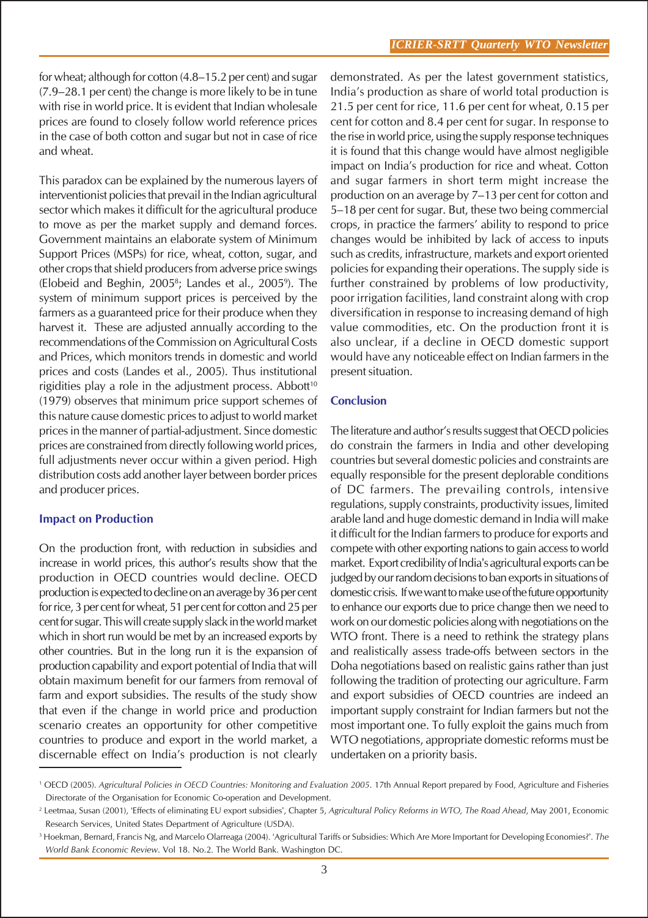for wheat; although for cotton (4.8–15.2 per cent) and sugar (7.9–28.1 per cent) the change is more likely to be in tune with rise in world price. It is evident that Indian wholesale prices are found to closely follow world reference prices in the case of both cotton and sugar but not in case of rice and wheat.

This paradox can be explained by the numerous layers of interventionist policies that prevail in the Indian agricultural sector which makes it difficult for the agricultural produce to move as per the market supply and demand forces. Government maintains an elaborate system of Minimum Support Prices (MSPs) for rice, wheat, cotton, sugar, and other crops that shield producers from adverse price swings (Elobeid and Beghin, 2005[8]; Landes et al., 2005[9]). The system of minimum support prices is perceived by the farmers as a guaranteed price for their produce when they harvest it. These are adjusted annually according to the recommendations of the Commission on Agricultural Costs and Prices, which monitors trends in domestic and world prices and costs (Landes et al., 2005). Thus institutional rigidities play a role in the adjustment process. Abbott[10] (1979) observes that minimum price support schemes of this nature cause domestic prices to adjust to world market prices in the manner of partial-adjustment. Since domestic prices are constrained from directly following world prices, full adjustments never occur within a given period. High distribution costs add another layer between border prices and producer prices.

### Impact on Production

On the production front, with reduction in subsidies and increase in world prices, this author's results show that the production in OECD countries would decline. OECD production is expected to decline on an average by 36 per cent for rice, 3 per cent for wheat, 51 per cent for cotton and 25 per cent for sugar. This will create supply slack in the world market which in short run would be met by an increased exports by other countries. But in the long run it is the expansion of production capability and export potential of India that will obtain maximum benefit for our farmers from removal of farm and export subsidies. The results of the study show that even if the change in world price and production scenario creates an opportunity for other competitive countries to produce and export in the world market, a discernable effect on India's production is not clearly demonstrated. As per the latest government statistics, India's production as share of world total production is 21.5 per cent for rice, 11.6 per cent for wheat, 0.15 per cent for cotton and 8.4 per cent for sugar. In response to the rise in world price, using the supply response techniques it is found that this change would have almost negligible impact on India's production for rice and wheat. Cotton and sugar farmers in short term might increase the production on an average by 7–13 per cent for cotton and 5–18 per cent for sugar. But, these two being commercial crops, in practice the farmers' ability to respond to price changes would be inhibited by lack of access to inputs such as credits, infrastructure, markets and export oriented policies for expanding their operations. The supply side is further constrained by problems of low productivity, poor irrigation facilities, land constraint along with crop diversification in response to increasing demand of high value commodities, etc. On the production front it is also unclear, if a decline in OECD domestic support would have any noticeable effect on Indian farmers in the present situation.

### Conclusion

The literature and author's results suggest that OECD policies do constrain the farmers in India and other developing countries but several domestic policies and constraints are equally responsible for the present deplorable conditions of DC farmers. The prevailing controls, intensive regulations, supply constraints, productivity issues, limited arable land and huge domestic demand in India will make it difficult for the Indian farmers to produce for exports and compete with other exporting nations to gain access to world market. Export credibility of India's agricultural exports can be judged by our random decisions to ban exports in situations of domestic crisis. If we want to make use of the future opportunity to enhance our exports due to price change then we need to work on our domestic policies along with negotiations on the WTO front. There is a need to rethink the strategy plans and realistically assess trade-offs between sectors in the Doha negotiations based on realistic gains rather than just following the tradition of protecting our agriculture. Farm and export subsidies of OECD countries are indeed an important supply constraint for Indian farmers but not the most important one. To fully exploit the gains much from WTO negotiations, appropriate domestic reforms must be undertaken on a priority basis.

---

[1] OECD (2005). *Agricultural Policies in OECD Countries: Monitoring and Evaluation 2005*. 17th Annual Report prepared by Food, Agriculture and Fisheries Directorate of the Organisation for Economic Co-operation and Development.

[2] Leetmaa, Susan (2001), 'Effects of eliminating EU export subsidies', Chapter 5, *Agricultural Policy Reforms in WTO, The Road Ahead*, May 2001, Economic Research Services, United States Department of Agriculture (USDA).

[3] Hoekman, Bernard, Francis Ng, and Marcelo Olarreaga (2004). 'Agricultural Tariffs or Subsidies: Which Are More Important for Developing Economies?'. *The World Bank Economic Review*. Vol 18. No.2. The World Bank. Washington DC.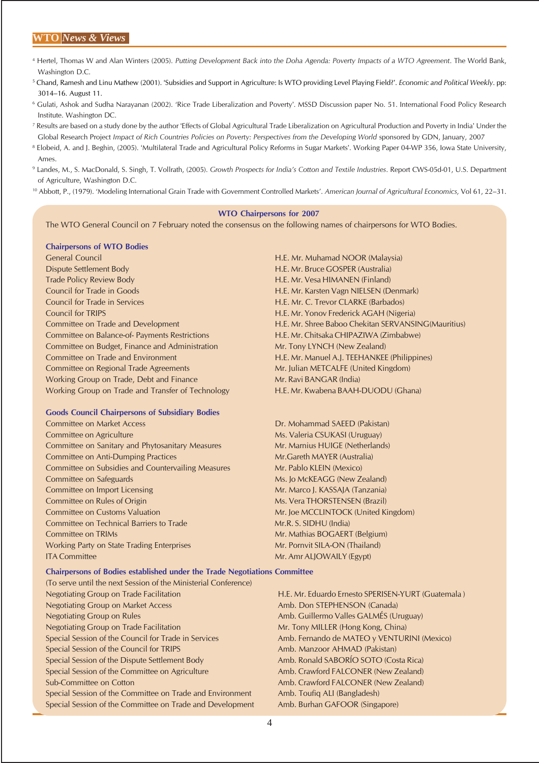[4] Hertel, Thomas W and Alan Winters (2005). *Putting Development Back into the Doha Agenda: Poverty Impacts of a WTO Agreement*. The World Bank, Washington D.C.

[5] Chand, Ramesh and Linu Mathew (2001). 'Subsidies and Support in Agriculture: Is WTO providing Level Playing Field?'. *Economic and Political Weekly*. pp: 3014–16. August 11.

[6] Gulati, Ashok and Sudha Narayanan (2002). 'Rice Trade Liberalization and Poverty'. MSSD Discussion paper No. 51. International Food Policy Research Institute. Washington DC.

[7] Results are based on a study done by the author 'Effects of Global Agricultural Trade Liberalization on Agricultural Production and Poverty in India' Under the Global Research Project *Impact of Rich Countries Policies on Poverty: Perspectives from the Developing World* sponsored by GDN, January, 2007

[8] Elobeid, A. and J. Beghin, (2005). 'Multilateral Trade and Agricultural Policy Reforms in Sugar Markets'. Working Paper 04-WP 356, Iowa State University, Ames.

[9] Landes, M., S. MacDonald, S. Singh, T. Vollrath, (2005). *Growth Prospects for India's Cotton and Textile Industries*. Report CWS-05d-01, U.S. Department of Agriculture, Washington D.C.

[10] Abbott, P., (1979). 'Modeling International Grain Trade with Government Controlled Markets'. *American Journal of Agricultural Economics,* Vol 61, 22–31.

## WTO Chairpersons for 2007

The WTO General Council on 7 February noted the consensus on the following names of chairpersons for WTO Bodies.

### Chairpersons of WTO Bodies

| Body | Chairperson |
|---|---|
| General Council | H.E. Mr. Muhamad NOOR (Malaysia) |
| Dispute Settlement Body | H.E. Mr. Bruce GOSPER (Australia) |
| Trade Policy Review Body | H.E. Mr. Vesa HIMANEN (Finland) |
| Council for Trade in Goods | H.E. Mr. Karsten Vagn NIELSEN (Denmark) |
| Council for Trade in Services | H.E. Mr. C. Trevor CLARKE (Barbados) |
| Council for TRIPS | H.E. Mr. Yonov Frederick AGAH (Nigeria) |
| Committee on Trade and Development | H.E. Mr. Shree Baboo Chekitan SERVANSING(Mauritius) |
| Committee on Balance-of- Payments Restrictions | H.E. Mr. Chitsaka CHIPAZIWA (Zimbabwe) |
| Committee on Budget, Finance and Administration | Mr. Tony LYNCH (New Zealand) |
| Committee on Trade and Environment | H.E. Mr. Manuel A.J. TEEHANKEE (Philippines) |
| Committee on Regional Trade Agreements | Mr. Julian METCALFE (United Kingdom) |
| Working Group on Trade, Debt and Finance | Mr. Ravi BANGAR (India) |
| Working Group on Trade and Transfer of Technology | H.E. Mr. Kwabena BAAH-DUODU (Ghana) |

### Goods Council Chairpersons of Subsidiary Bodies

| Body | Chairperson |
|---|---|
| Committee on Market Access | Dr. Mohammad SAEED (Pakistan) |
| Committee on Agriculture | Ms. Valeria CSUKASI (Uruguay) |
| Committee on Sanitary and Phytosanitary Measures | Mr. Marnius HUIGE (Netherlands) |
| Committee on Anti-Dumping Practices | Mr.Gareth MAYER (Australia) |
| Committee on Subsidies and Countervailing Measures | Mr. Pablo KLEIN (Mexico) |
| Committee on Safeguards | Ms. Jo McKEAGG (New Zealand) |
| Committee on Import Licensing | Mr. Marco J. KASSAJA (Tanzania) |
| Committee on Rules of Origin | Ms. Vera THORSTENSEN (Brazil) |
| Committee on Customs Valuation | Mr. Joe MCCLINTOCK (United Kingdom) |
| Committee on Technical Barriers to Trade | Mr.R. S. SIDHU (India) |
| Committee on TRIMs | Mr. Mathias BOGAERT (Belgium) |
| Working Party on State Trading Enterprises | Mr. Pornvit SILA-ON (Thailand) |
| ITA Committee | Mr. Amr ALJOWAILY (Egypt) |

### Chairpersons of Bodies established under the Trade Negotiations Committee

(To serve until the next Session of the Ministerial Conference)

| Body | Chairperson |
|---|---|
| Negotiating Group on Trade Facilitation | H.E. Mr. Eduardo Ernesto SPERISEN-YURT (Guatemala ) |
| Negotiating Group on Market Access | Amb. Don STEPHENSON (Canada) |
| Negotiating Group on Rules | Amb. Guillermo Valles GALMÉS (Uruguay) |
| Negotiating Group on Trade Facilitation | Mr. Tony MILLER (Hong Kong, China) |
| Special Session of the Council for Trade in Services | Amb. Fernando de MATEO y VENTURINI (Mexico) |
| Special Session of the Council for TRIPS | Amb. Manzoor AHMAD (Pakistan) |
| Special Session of the Dispute Settlement Body | Amb. Ronald SABORÍO SOTO (Costa Rica) |
| Special Session of the Committee on Agriculture | Amb. Crawford FALCONER (New Zealand) |
| Sub-Committee on Cotton | Amb. Crawford FALCONER (New Zealand) |
| Special Session of the Committee on Trade and Environment | Amb. Toufiq ALI (Bangladesh) |
| Special Session of the Committee on Trade and Development | Amb. Burhan GAFOOR (Singapore) |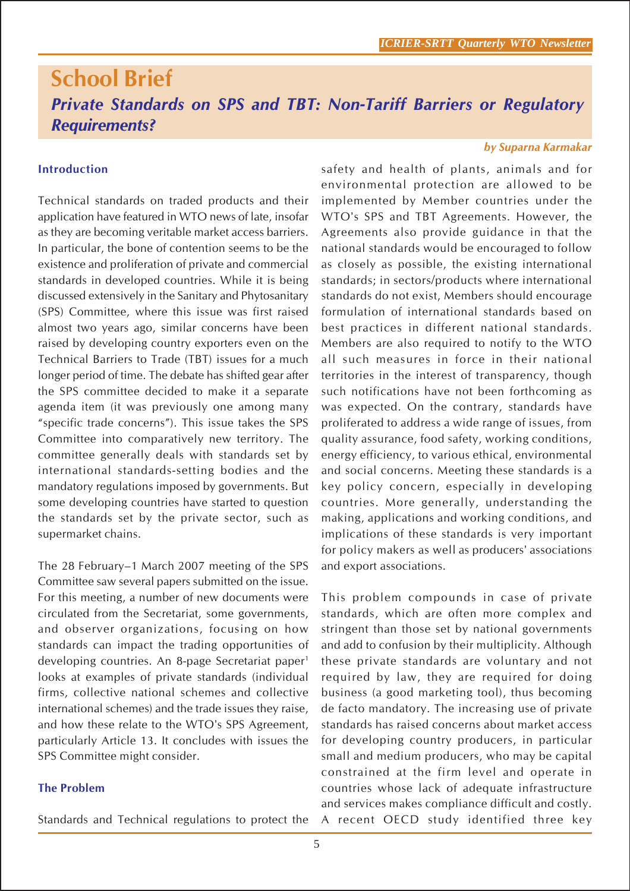# School Brief

## *Private Standards on SPS and TBT: Non-Tariff Barriers or Regulatory Requirements?*

***by Suparna Karmakar***

### Introduction

Technical standards on traded products and their application have featured in WTO news of late, insofar as they are becoming veritable market access barriers. In particular, the bone of contention seems to be the existence and proliferation of private and commercial standards in developed countries. While it is being discussed extensively in the Sanitary and Phytosanitary (SPS) Committee, where this issue was first raised almost two years ago, similar concerns have been raised by developing country exporters even on the Technical Barriers to Trade (TBT) issues for a much longer period of time. The debate has shifted gear after the SPS committee decided to make it a separate agenda item (it was previously one among many "specific trade concerns"). This issue takes the SPS Committee into comparatively new territory. The committee generally deals with standards set by international standards-setting bodies and the mandatory regulations imposed by governments. But some developing countries have started to question the standards set by the private sector, such as supermarket chains.

The 28 February–1 March 2007 meeting of the SPS Committee saw several papers submitted on the issue. For this meeting, a number of new documents were circulated from the Secretariat, some governments, and observer organizations, focusing on how standards can impact the trading opportunities of developing countries. An 8-page Secretariat paper[1] looks at examples of private standards (individual firms, collective national schemes and collective international schemes) and the trade issues they raise, and how these relate to the WTO's SPS Agreement, particularly Article 13. It concludes with issues the SPS Committee might consider.

### The Problem

Standards and Technical regulations to protect the safety and health of plants, animals and for environmental protection are allowed to be implemented by Member countries under the WTO's SPS and TBT Agreements. However, the Agreements also provide guidance in that the national standards would be encouraged to follow as closely as possible, the existing international standards; in sectors/products where international standards do not exist, Members should encourage formulation of international standards based on best practices in different national standards. Members are also required to notify to the WTO all such measures in force in their national territories in the interest of transparency, though such notifications have not been forthcoming as was expected. On the contrary, standards have proliferated to address a wide range of issues, from quality assurance, food safety, working conditions, energy efficiency, to various ethical, environmental and social concerns. Meeting these standards is a key policy concern, especially in developing countries. More generally, understanding the making, applications and working conditions, and implications of these standards is very important for policy makers as well as producers' associations and export associations.

This problem compounds in case of private standards, which are often more complex and stringent than those set by national governments and add to confusion by their multiplicity. Although these private standards are voluntary and not required by law, they are required for doing business (a good marketing tool), thus becoming de facto mandatory. The increasing use of private standards has raised concerns about market access for developing country producers, in particular small and medium producers, who may be capital constrained at the firm level and operate in countries whose lack of adequate infrastructure and services makes compliance difficult and costly. A recent OECD study identified three key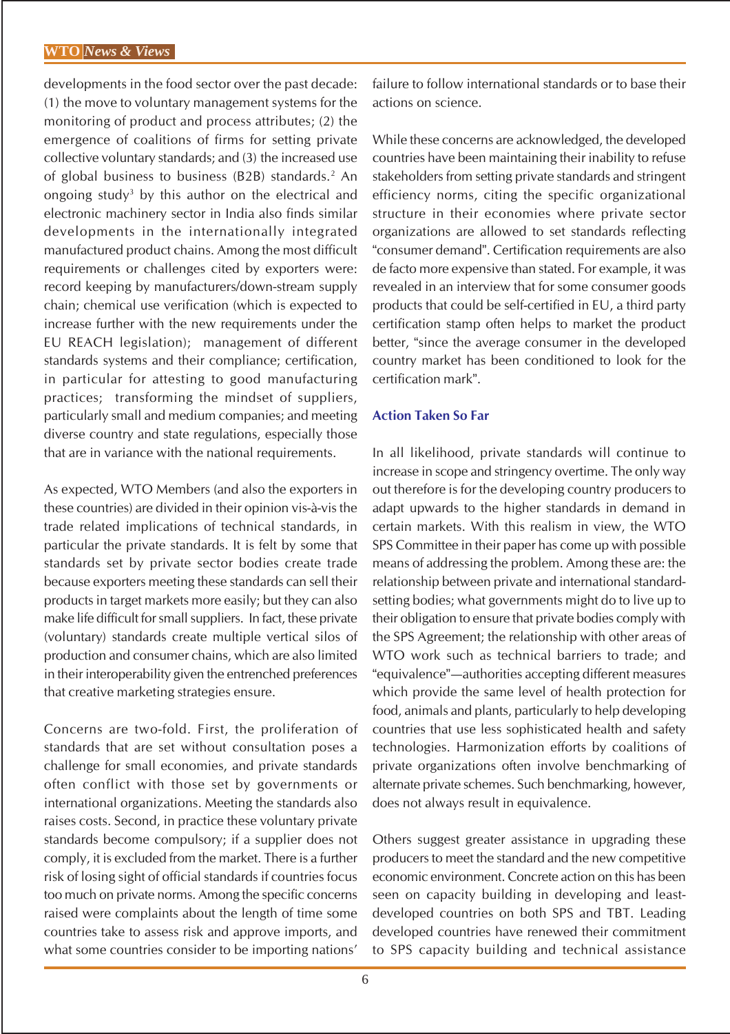developments in the food sector over the past decade: (1) the move to voluntary management systems for the monitoring of product and process attributes; (2) the emergence of coalitions of firms for setting private collective voluntary standards; and (3) the increased use of global business to business (B2B) standards.[2] An ongoing study[3] by this author on the electrical and electronic machinery sector in India also finds similar developments in the internationally integrated manufactured product chains. Among the most difficult requirements or challenges cited by exporters were: record keeping by manufacturers/down-stream supply chain; chemical use verification (which is expected to increase further with the new requirements under the EU REACH legislation); management of different standards systems and their compliance; certification, in particular for attesting to good manufacturing practices; transforming the mindset of suppliers, particularly small and medium companies; and meeting diverse country and state regulations, especially those that are in variance with the national requirements.

As expected, WTO Members (and also the exporters in these countries) are divided in their opinion vis-à-vis the trade related implications of technical standards, in particular the private standards. It is felt by some that standards set by private sector bodies create trade because exporters meeting these standards can sell their products in target markets more easily; but they can also make life difficult for small suppliers. In fact, these private (voluntary) standards create multiple vertical silos of production and consumer chains, which are also limited in their interoperability given the entrenched preferences that creative marketing strategies ensure.

Concerns are two-fold. First, the proliferation of standards that are set without consultation poses a challenge for small economies, and private standards often conflict with those set by governments or international organizations. Meeting the standards also raises costs. Second, in practice these voluntary private standards become compulsory; if a supplier does not comply, it is excluded from the market. There is a further risk of losing sight of official standards if countries focus too much on private norms. Among the specific concerns raised were complaints about the length of time some countries take to assess risk and approve imports, and what some countries consider to be importing nations' failure to follow international standards or to base their actions on science.

While these concerns are acknowledged, the developed countries have been maintaining their inability to refuse stakeholders from setting private standards and stringent efficiency norms, citing the specific organizational structure in their economies where private sector organizations are allowed to set standards reflecting "consumer demand". Certification requirements are also de facto more expensive than stated. For example, it was revealed in an interview that for some consumer goods products that could be self-certified in EU, a third party certification stamp often helps to market the product better, "since the average consumer in the developed country market has been conditioned to look for the certification mark".

### Action Taken So Far

In all likelihood, private standards will continue to increase in scope and stringency overtime. The only way out therefore is for the developing country producers to adapt upwards to the higher standards in demand in certain markets. With this realism in view, the WTO SPS Committee in their paper has come up with possible means of addressing the problem. Among these are: the relationship between private and international standard-setting bodies; what governments might do to live up to their obligation to ensure that private bodies comply with the SPS Agreement; the relationship with other areas of WTO work such as technical barriers to trade; and "equivalence"—authorities accepting different measures which provide the same level of health protection for food, animals and plants, particularly to help developing countries that use less sophisticated health and safety technologies. Harmonization efforts by coalitions of private organizations often involve benchmarking of alternate private schemes. Such benchmarking, however, does not always result in equivalence.

Others suggest greater assistance in upgrading these producers to meet the standard and the new competitive economic environment. Concrete action on this has been seen on capacity building in developing and least-developed countries on both SPS and TBT. Leading developed countries have renewed their commitment to SPS capacity building and technical assistance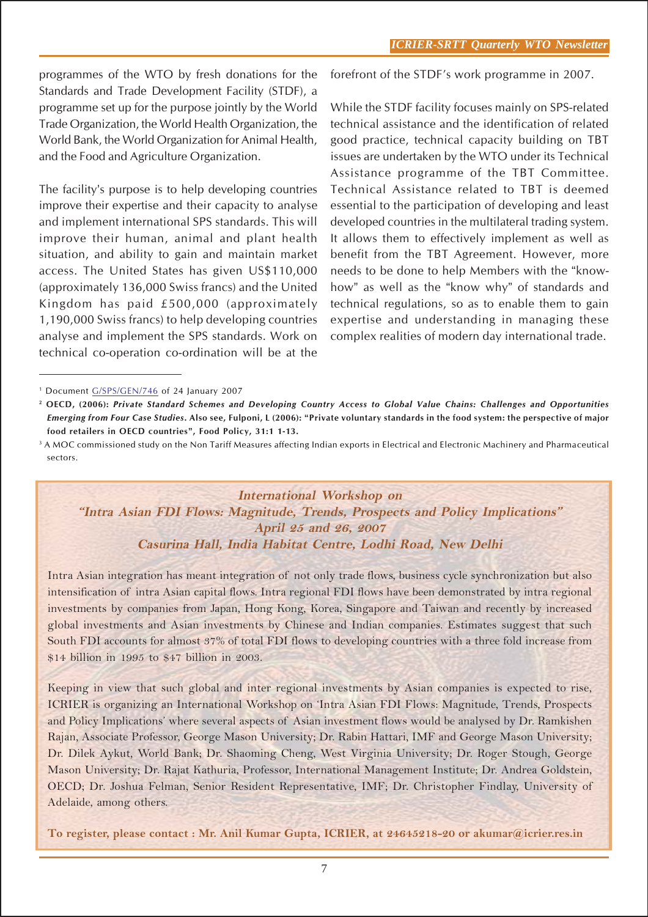programmes of the WTO by fresh donations for the Standards and Trade Development Facility (STDF), a programme set up for the purpose jointly by the World Trade Organization, the World Health Organization, the World Bank, the World Organization for Animal Health, and the Food and Agriculture Organization.

The facility's purpose is to help developing countries improve their expertise and their capacity to analyse and implement international SPS standards. This will improve their human, animal and plant health situation, and ability to gain and maintain market access. The United States has given US$110,000 (approximately 136,000 Swiss francs) and the United Kingdom has paid £500,000 (approximately 1,190,000 Swiss francs) to help developing countries analyse and implement the SPS standards. Work on technical co-operation co-ordination will be at the forefront of the STDF's work programme in 2007.

While the STDF facility focuses mainly on SPS-related technical assistance and the identification of related good practice, technical capacity building on TBT issues are undertaken by the WTO under its Technical Assistance programme of the TBT Committee. Technical Assistance related to TBT is deemed essential to the participation of developing and least developed countries in the multilateral trading system. It allows them to effectively implement as well as benefit from the TBT Agreement. However, more needs to be done to help Members with the "know-how" as well as the "know why" of standards and technical regulations, so as to enable them to gain expertise and understanding in managing these complex realities of modern day international trade.

---

[1] Document G/SPS/GEN/746 of 24 January 2007

[2] **OECD, (2006):** ***Private Standard Schemes and Developing Country Access to Global Value Chains: Challenges and Opportunities Emerging from Four Case Studies*****. Also see, Fulponi, L (2006): "Private voluntary standards in the food system: the perspective of major food retailers in OECD countries", Food Policy, 31:1 1-13.**

[3] A MOC commissioned study on the Non Tariff Measures affecting Indian exports in Electrical and Electronic Machinery and Pharmaceutical sectors.

---

## *International Workshop on "Intra Asian FDI Flows: Magnitude, Trends, Prospects and Policy Implications"*

***April 25 and 26, 2007***

***Casurina Hall, India Habitat Centre, Lodhi Road, New Delhi***

Intra Asian integration has meant integration of not only trade flows, business cycle synchronization but also intensification of intra Asian capital flows. Intra regional FDI flows have been demonstrated by intra regional investments by companies from Japan, Hong Kong, Korea, Singapore and Taiwan and recently by increased global investments and Asian investments by Chinese and Indian companies. Estimates suggest that such South FDI accounts for almost 37% of total FDI flows to developing countries with a three fold increase from $14 billion in 1995 to $47 billion in 2003.

Keeping in view that such global and inter regional investments by Asian companies is expected to rise, ICRIER is organizing an International Workshop on 'Intra Asian FDI Flows: Magnitude, Trends, Prospects and Policy Implications' where several aspects of Asian investment flows would be analysed by Dr. Ramkishen Rajan, Associate Professor, George Mason University; Dr. Rabin Hattari, IMF and George Mason University; Dr. Dilek Aykut, World Bank; Dr. Shaoming Cheng, West Virginia University; Dr. Roger Stough, George Mason University; Dr. Rajat Kathuria, Professor, International Management Institute; Dr. Andrea Goldstein, OECD; Dr. Joshua Felman, Senior Resident Representative, IMF; Dr. Christopher Findlay, University of Adelaide, among others.

**To register, please contact : Mr. Anil Kumar Gupta, ICRIER, at 24645218-20 or akumar@icrier.res.in**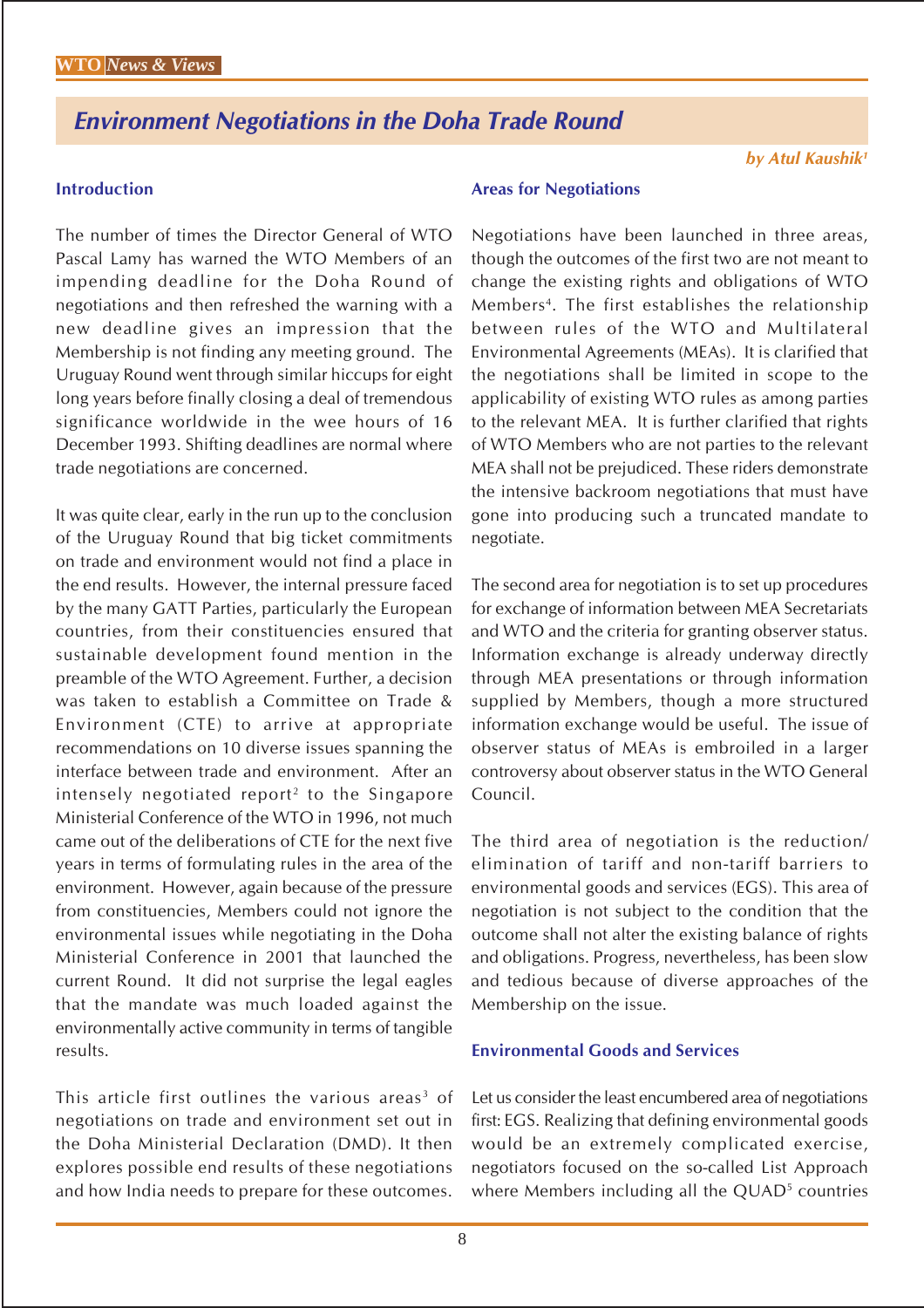## Environment Negotiations in the Doha Trade Round

*by Atul Kaushik*[1]

### Introduction

The number of times the Director General of WTO Pascal Lamy has warned the WTO Members of an impending deadline for the Doha Round of negotiations and then refreshed the warning with a new deadline gives an impression that the Membership is not finding any meeting ground. The Uruguay Round went through similar hiccups for eight long years before finally closing a deal of tremendous significance worldwide in the wee hours of 16 December 1993. Shifting deadlines are normal where trade negotiations are concerned.

It was quite clear, early in the run up to the conclusion of the Uruguay Round that big ticket commitments on trade and environment would not find a place in the end results. However, the internal pressure faced by the many GATT Parties, particularly the European countries, from their constituencies ensured that sustainable development found mention in the preamble of the WTO Agreement. Further, a decision was taken to establish a Committee on Trade & Environment (CTE) to arrive at appropriate recommendations on 10 diverse issues spanning the interface between trade and environment. After an intensely negotiated report[2] to the Singapore Ministerial Conference of the WTO in 1996, not much came out of the deliberations of CTE for the next five years in terms of formulating rules in the area of the environment. However, again because of the pressure from constituencies, Members could not ignore the environmental issues while negotiating in the Doha Ministerial Conference in 2001 that launched the current Round. It did not surprise the legal eagles that the mandate was much loaded against the environmentally active community in terms of tangible results.

This article first outlines the various areas[3] of negotiations on trade and environment set out in the Doha Ministerial Declaration (DMD). It then explores possible end results of these negotiations and how India needs to prepare for these outcomes.

### Areas for Negotiations

Negotiations have been launched in three areas, though the outcomes of the first two are not meant to change the existing rights and obligations of WTO Members[4]. The first establishes the relationship between rules of the WTO and Multilateral Environmental Agreements (MEAs). It is clarified that the negotiations shall be limited in scope to the applicability of existing WTO rules as among parties to the relevant MEA. It is further clarified that rights of WTO Members who are not parties to the relevant MEA shall not be prejudiced. These riders demonstrate the intensive backroom negotiations that must have gone into producing such a truncated mandate to negotiate.

The second area for negotiation is to set up procedures for exchange of information between MEA Secretariats and WTO and the criteria for granting observer status. Information exchange is already underway directly through MEA presentations or through information supplied by Members, though a more structured information exchange would be useful. The issue of observer status of MEAs is embroiled in a larger controversy about observer status in the WTO General Council.

The third area of negotiation is the reduction/elimination of tariff and non-tariff barriers to environmental goods and services (EGS). This area of negotiation is not subject to the condition that the outcome shall not alter the existing balance of rights and obligations. Progress, nevertheless, has been slow and tedious because of diverse approaches of the Membership on the issue.

### Environmental Goods and Services

Let us consider the least encumbered area of negotiations first: EGS. Realizing that defining environmental goods would be an extremely complicated exercise, negotiators focused on the so-called List Approach where Members including all the QUAD[5] countries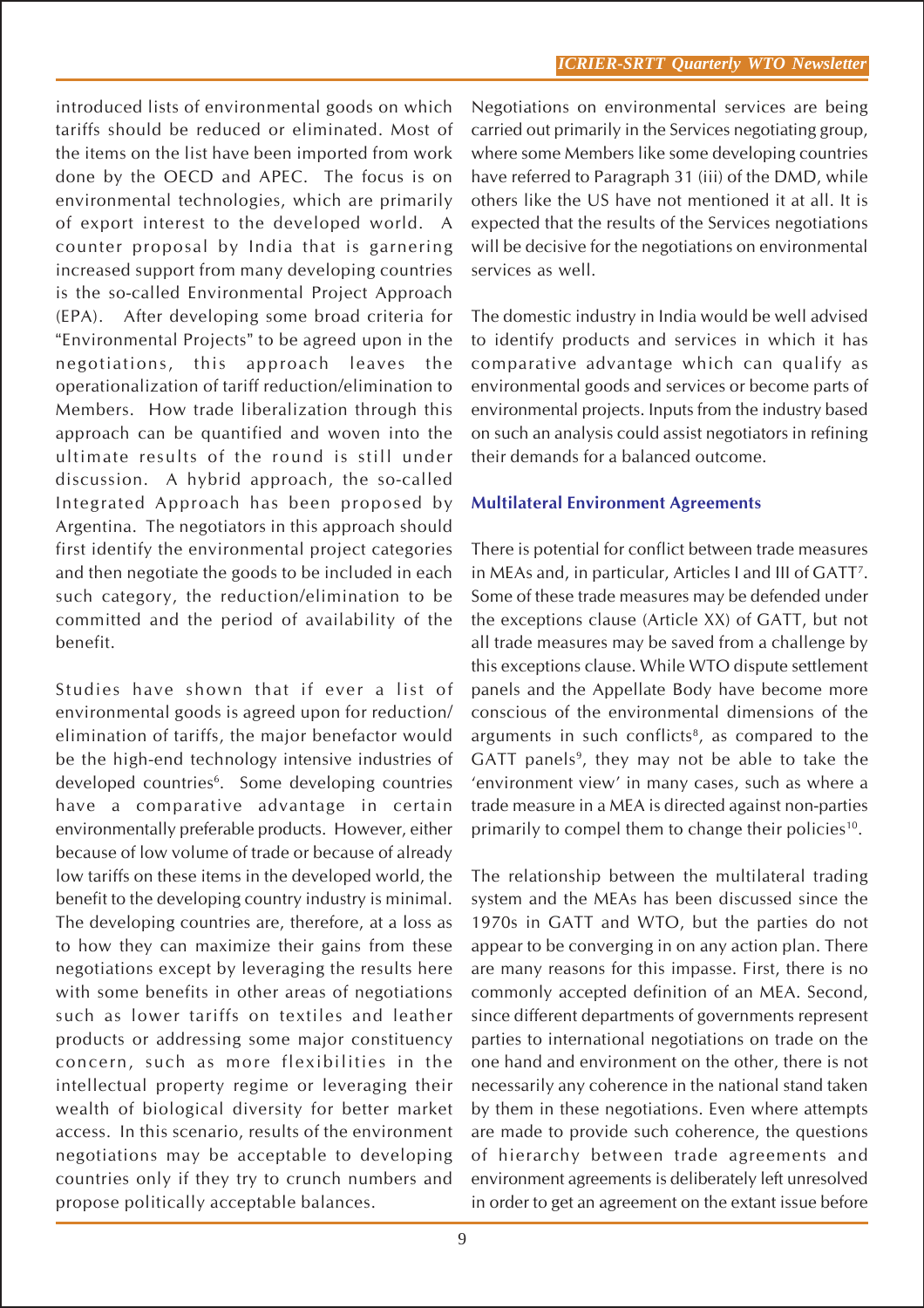introduced lists of environmental goods on which tariffs should be reduced or eliminated. Most of the items on the list have been imported from work done by the OECD and APEC. The focus is on environmental technologies, which are primarily of export interest to the developed world. A counter proposal by India that is garnering increased support from many developing countries is the so-called Environmental Project Approach (EPA). After developing some broad criteria for "Environmental Projects" to be agreed upon in the negotiations, this approach leaves the operationalization of tariff reduction/elimination to Members. How trade liberalization through this approach can be quantified and woven into the ultimate results of the round is still under discussion. A hybrid approach, the so-called Integrated Approach has been proposed by Argentina. The negotiators in this approach should first identify the environmental project categories and then negotiate the goods to be included in each such category, the reduction/elimination to be committed and the period of availability of the benefit.

Studies have shown that if ever a list of environmental goods is agreed upon for reduction/elimination of tariffs, the major benefactor would be the high-end technology intensive industries of developed countries[6]. Some developing countries have a comparative advantage in certain environmentally preferable products. However, either because of low volume of trade or because of already low tariffs on these items in the developed world, the benefit to the developing country industry is minimal. The developing countries are, therefore, at a loss as to how they can maximize their gains from these negotiations except by leveraging the results here with some benefits in other areas of negotiations such as lower tariffs on textiles and leather products or addressing some major constituency concern, such as more flexibilities in the intellectual property regime or leveraging their wealth of biological diversity for better market access. In this scenario, results of the environment negotiations may be acceptable to developing countries only if they try to crunch numbers and propose politically acceptable balances.

Negotiations on environmental services are being carried out primarily in the Services negotiating group, where some Members like some developing countries have referred to Paragraph 31 (iii) of the DMD, while others like the US have not mentioned it at all. It is expected that the results of the Services negotiations will be decisive for the negotiations on environmental services as well.

The domestic industry in India would be well advised to identify products and services in which it has comparative advantage which can qualify as environmental goods and services or become parts of environmental projects. Inputs from the industry based on such an analysis could assist negotiators in refining their demands for a balanced outcome.

### Multilateral Environment Agreements

There is potential for conflict between trade measures in MEAs and, in particular, Articles I and III of GATT[7]. Some of these trade measures may be defended under the exceptions clause (Article XX) of GATT, but not all trade measures may be saved from a challenge by this exceptions clause. While WTO dispute settlement panels and the Appellate Body have become more conscious of the environmental dimensions of the arguments in such conflicts[8], as compared to the GATT panels[9], they may not be able to take the 'environment view' in many cases, such as where a trade measure in a MEA is directed against non-parties primarily to compel them to change their policies[10].

The relationship between the multilateral trading system and the MEAs has been discussed since the 1970s in GATT and WTO, but the parties do not appear to be converging in on any action plan. There are many reasons for this impasse. First, there is no commonly accepted definition of an MEA. Second, since different departments of governments represent parties to international negotiations on trade on the one hand and environment on the other, there is not necessarily any coherence in the national stand taken by them in these negotiations. Even where attempts are made to provide such coherence, the questions of hierarchy between trade agreements and environment agreements is deliberately left unresolved in order to get an agreement on the extant issue before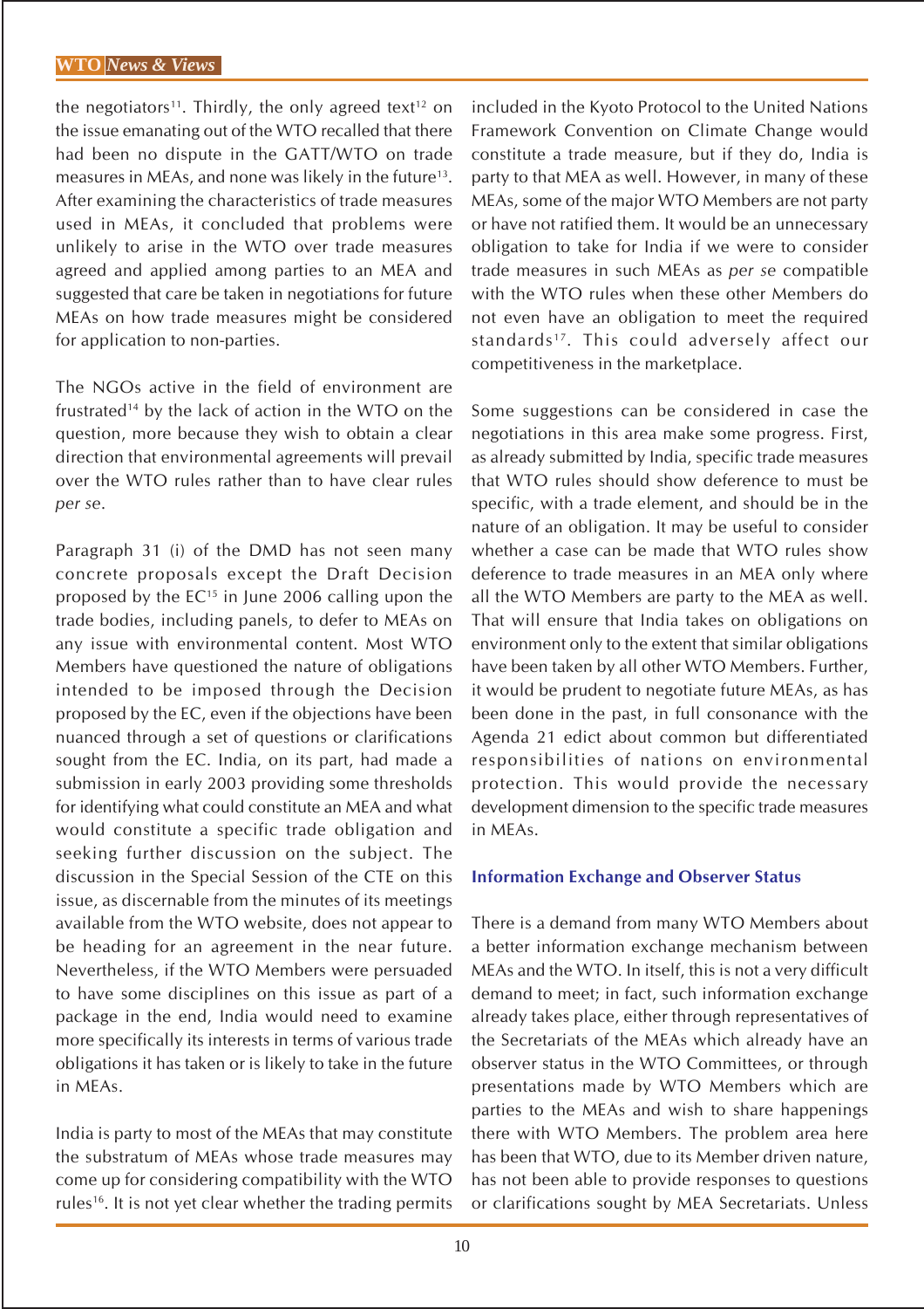the negotiators[11]. Thirdly, the only agreed text[12] on the issue emanating out of the WTO recalled that there had been no dispute in the GATT/WTO on trade measures in MEAs, and none was likely in the future[13]. After examining the characteristics of trade measures used in MEAs, it concluded that problems were unlikely to arise in the WTO over trade measures agreed and applied among parties to an MEA and suggested that care be taken in negotiations for future MEAs on how trade measures might be considered for application to non-parties.

The NGOs active in the field of environment are frustrated[14] by the lack of action in the WTO on the question, more because they wish to obtain a clear direction that environmental agreements will prevail over the WTO rules rather than to have clear rules *per se*.

Paragraph 31 (i) of the DMD has not seen many concrete proposals except the Draft Decision proposed by the EC[15] in June 2006 calling upon the trade bodies, including panels, to defer to MEAs on any issue with environmental content. Most WTO Members have questioned the nature of obligations intended to be imposed through the Decision proposed by the EC, even if the objections have been nuanced through a set of questions or clarifications sought from the EC. India, on its part, had made a submission in early 2003 providing some thresholds for identifying what could constitute an MEA and what would constitute a specific trade obligation and seeking further discussion on the subject. The discussion in the Special Session of the CTE on this issue, as discernable from the minutes of its meetings available from the WTO website, does not appear to be heading for an agreement in the near future. Nevertheless, if the WTO Members were persuaded to have some disciplines on this issue as part of a package in the end, India would need to examine more specifically its interests in terms of various trade obligations it has taken or is likely to take in the future in MEAs.

India is party to most of the MEAs that may constitute the substratum of MEAs whose trade measures may come up for considering compatibility with the WTO rules[16]. It is not yet clear whether the trading permits included in the Kyoto Protocol to the United Nations Framework Convention on Climate Change would constitute a trade measure, but if they do, India is party to that MEA as well. However, in many of these MEAs, some of the major WTO Members are not party or have not ratified them. It would be an unnecessary obligation to take for India if we were to consider trade measures in such MEAs as *per se* compatible with the WTO rules when these other Members do not even have an obligation to meet the required standards[17]. This could adversely affect our competitiveness in the marketplace.

Some suggestions can be considered in case the negotiations in this area make some progress. First, as already submitted by India, specific trade measures that WTO rules should show deference to must be specific, with a trade element, and should be in the nature of an obligation. It may be useful to consider whether a case can be made that WTO rules show deference to trade measures in an MEA only where all the WTO Members are party to the MEA as well. That will ensure that India takes on obligations on environment only to the extent that similar obligations have been taken by all other WTO Members. Further, it would be prudent to negotiate future MEAs, as has been done in the past, in full consonance with the Agenda 21 edict about common but differentiated responsibilities of nations on environmental protection. This would provide the necessary development dimension to the specific trade measures in MEAs.

### Information Exchange and Observer Status

There is a demand from many WTO Members about a better information exchange mechanism between MEAs and the WTO. In itself, this is not a very difficult demand to meet; in fact, such information exchange already takes place, either through representatives of the Secretariats of the MEAs which already have an observer status in the WTO Committees, or through presentations made by WTO Members which are parties to the MEAs and wish to share happenings there with WTO Members. The problem area here has been that WTO, due to its Member driven nature, has not been able to provide responses to questions or clarifications sought by MEA Secretariats. Unless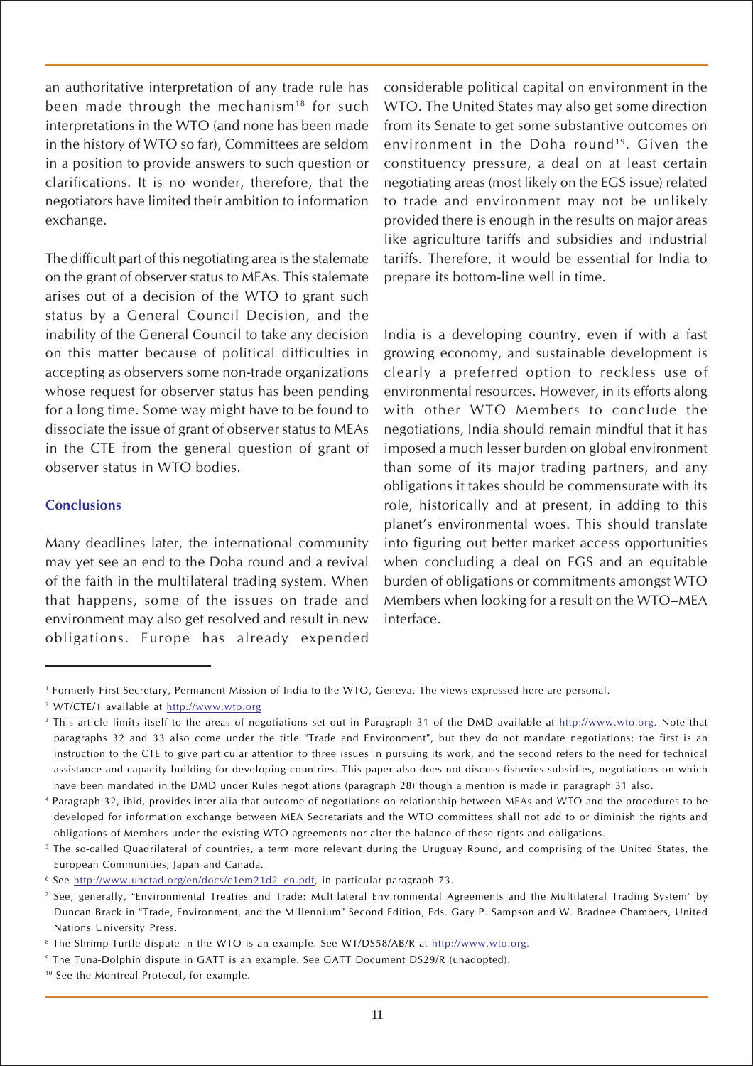an authoritative interpretation of any trade rule has been made through the mechanism[18] for such interpretations in the WTO (and none has been made in the history of WTO so far), Committees are seldom in a position to provide answers to such question or clarifications. It is no wonder, therefore, that the negotiators have limited their ambition to information exchange.

The difficult part of this negotiating area is the stalemate on the grant of observer status to MEAs. This stalemate arises out of a decision of the WTO to grant such status by a General Council Decision, and the inability of the General Council to take any decision on this matter because of political difficulties in accepting as observers some non-trade organizations whose request for observer status has been pending for a long time. Some way might have to be found to dissociate the issue of grant of observer status to MEAs in the CTE from the general question of grant of observer status in WTO bodies.

### Conclusions

Many deadlines later, the international community may yet see an end to the Doha round and a revival of the faith in the multilateral trading system. When that happens, some of the issues on trade and environment may also get resolved and result in new obligations. Europe has already expended considerable political capital on environment in the WTO. The United States may also get some direction from its Senate to get some substantive outcomes on environment in the Doha round[19]. Given the constituency pressure, a deal on at least certain negotiating areas (most likely on the EGS issue) related to trade and environment may not be unlikely provided there is enough in the results on major areas like agriculture tariffs and subsidies and industrial tariffs. Therefore, it would be essential for India to prepare its bottom-line well in time.

India is a developing country, even if with a fast growing economy, and sustainable development is clearly a preferred option to reckless use of environmental resources. However, in its efforts along with other WTO Members to conclude the negotiations, India should remain mindful that it has imposed a much lesser burden on global environment than some of its major trading partners, and any obligations it takes should be commensurate with its role, historically and at present, in adding to this planet's environmental woes. This should translate into figuring out better market access opportunities when concluding a deal on EGS and an equitable burden of obligations or commitments amongst WTO Members when looking for a result on the WTO–MEA interface.

---

[1] Formerly First Secretary, Permanent Mission of India to the WTO, Geneva. The views expressed here are personal.

[2] WT/CTE/1 available at http://www.wto.org

[3] This article limits itself to the areas of negotiations set out in Paragraph 31 of the DMD available at http://www.wto.org. Note that paragraphs 32 and 33 also come under the title "Trade and Environment", but they do not mandate negotiations; the first is an instruction to the CTE to give particular attention to three issues in pursuing its work, and the second refers to the need for technical assistance and capacity building for developing countries. This paper also does not discuss fisheries subsidies, negotiations on which have been mandated in the DMD under Rules negotiations (paragraph 28) though a mention is made in paragraph 31 also.

[4] Paragraph 32, ibid, provides inter-alia that outcome of negotiations on relationship between MEAs and WTO and the procedures to be developed for information exchange between MEA Secretariats and the WTO committees shall not add to or diminish the rights and obligations of Members under the existing WTO agreements nor alter the balance of these rights and obligations.

[5] The so-called Quadrilateral of countries, a term more relevant during the Uruguay Round, and comprising of the United States, the European Communities, Japan and Canada.

[6] See http://www.unctad.org/en/docs/c1em21d2_en.pdf, in particular paragraph 73.

[7] See, generally, "Environmental Treaties and Trade: Multilateral Environmental Agreements and the Multilateral Trading System" by Duncan Brack in "Trade, Environment, and the Millennium" Second Edition, Eds. Gary P. Sampson and W. Bradnee Chambers, United Nations University Press.

[8] The Shrimp-Turtle dispute in the WTO is an example. See WT/DS58/AB/R at http://www.wto.org.

[9] The Tuna-Dolphin dispute in GATT is an example. See GATT Document DS29/R (unadopted).

[10] See the Montreal Protocol, for example.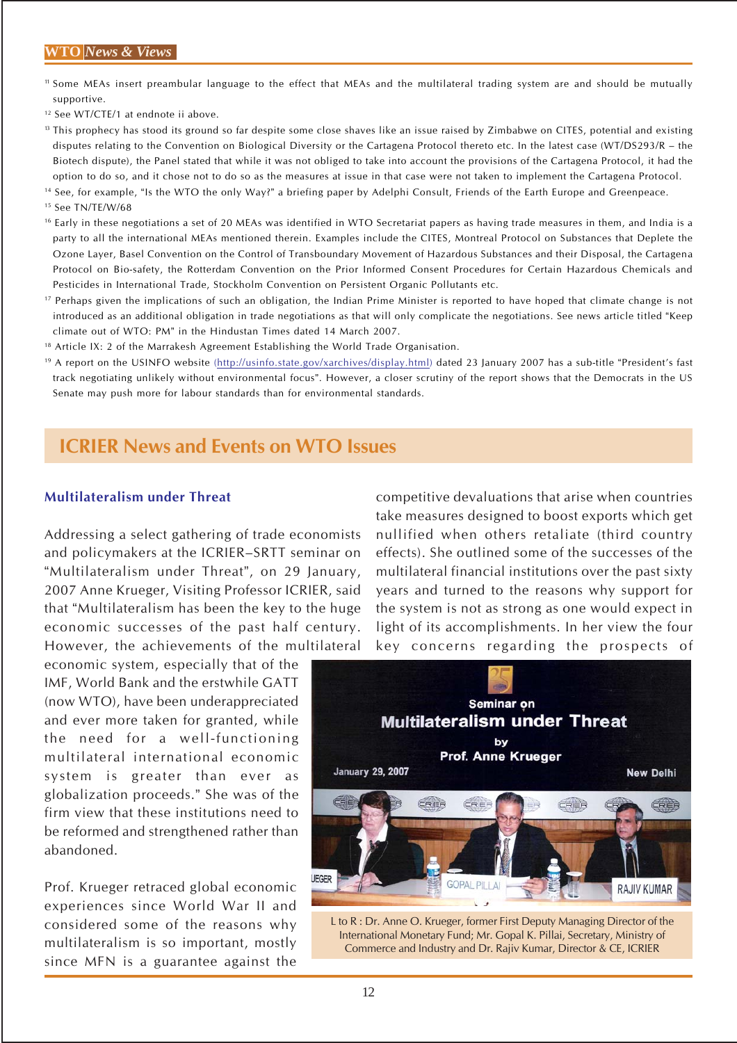[11] Some MEAs insert preambular language to the effect that MEAs and the multilateral trading system are and should be mutually supportive.

[12] See WT/CTE/1 at endnote ii above.

[13] This prophecy has stood its ground so far despite some close shaves like an issue raised by Zimbabwe on CITES, potential and existing disputes relating to the Convention on Biological Diversity or the Cartagena Protocol thereto etc. In the latest case (WT/DS293/R – the Biotech dispute), the Panel stated that while it was not obliged to take into account the provisions of the Cartagena Protocol, it had the option to do so, and it chose not to do so as the measures at issue in that case were not taken to implement the Cartagena Protocol.

[14] See, for example, "Is the WTO the only Way?" a briefing paper by Adelphi Consult, Friends of the Earth Europe and Greenpeace.

[15] See TN/TE/W/68

[16] Early in these negotiations a set of 20 MEAs was identified in WTO Secretariat papers as having trade measures in them, and India is a party to all the international MEAs mentioned therein. Examples include the CITES, Montreal Protocol on Substances that Deplete the Ozone Layer, Basel Convention on the Control of Transboundary Movement of Hazardous Substances and their Disposal, the Cartagena Protocol on Bio-safety, the Rotterdam Convention on the Prior Informed Consent Procedures for Certain Hazardous Chemicals and Pesticides in International Trade, Stockholm Convention on Persistent Organic Pollutants etc.

[17] Perhaps given the implications of such an obligation, the Indian Prime Minister is reported to have hoped that climate change is not introduced as an additional obligation in trade negotiations as that will only complicate the negotiations. See news article titled "Keep climate out of WTO: PM" in the Hindustan Times dated 14 March 2007.

[18] Article IX: 2 of the Marrakesh Agreement Establishing the World Trade Organisation.

[19] A report on the USINFO website (http://usinfo.state.gov/xarchives/display.html) dated 23 January 2007 has a sub-title "President's fast track negotiating unlikely without environmental focus". However, a closer scrutiny of the report shows that the Democrats in the US Senate may push more for labour standards than for environmental standards.

## ICRIER News and Events on WTO Issues

### Multilateralism under Threat

Addressing a select gathering of trade economists and policymakers at the ICRIER–SRTT seminar on "Multilateralism under Threat", on 29 January, 2007 Anne Krueger, Visiting Professor ICRIER, said that "Multilateralism has been the key to the huge economic successes of the past half century. However, the achievements of the multilateral economic system, especially that of the IMF, World Bank and the erstwhile GATT (now WTO), have been underappreciated and ever more taken for granted, while the need for a well-functioning multilateral international economic system is greater than ever as globalization proceeds." She was of the firm view that these institutions need to be reformed and strengthened rather than abandoned.

Prof. Krueger retraced global economic experiences since World War II and considered some of the reasons why multilateralism is so important, mostly since MFN is a guarantee against the competitive devaluations that arise when countries take measures designed to boost exports which get nullified when others retaliate (third country effects). She outlined some of the successes of the multilateral financial institutions over the past sixty years and turned to the reasons why support for the system is not as strong as one would expect in light of its accomplishments. In her view the four key concerns regarding the prospects of

L to R : Dr. Anne O. Krueger, former First Deputy Managing Director of the International Monetary Fund; Mr. Gopal K. Pillai, Secretary, Ministry of Commerce and Industry and Dr. Rajiv Kumar, Director & CE, ICRIER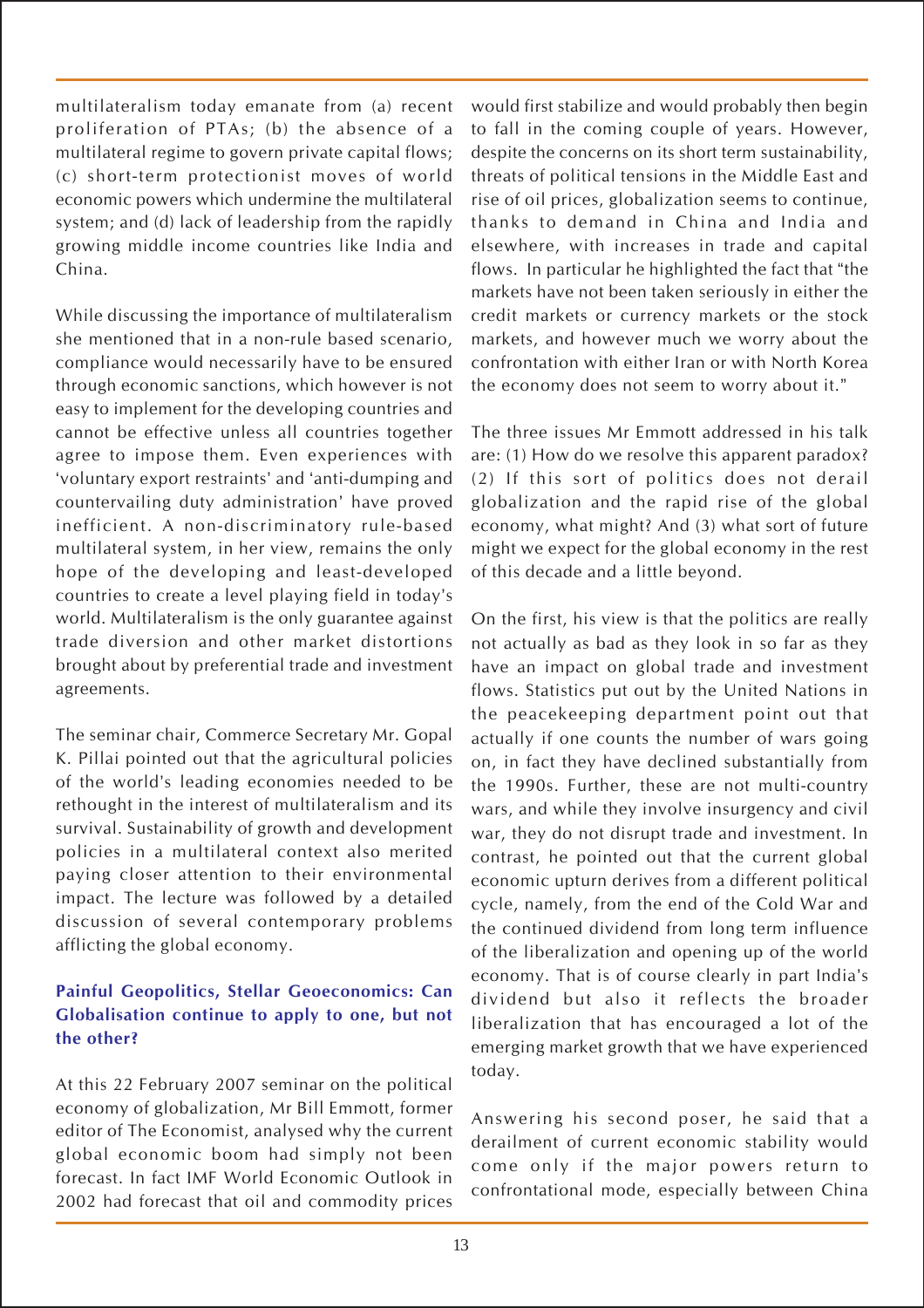multilateralism today emanate from (a) recent proliferation of PTAs; (b) the absence of a multilateral regime to govern private capital flows; (c) short-term protectionist moves of world economic powers which undermine the multilateral system; and (d) lack of leadership from the rapidly growing middle income countries like India and China.

While discussing the importance of multilateralism she mentioned that in a non-rule based scenario, compliance would necessarily have to be ensured through economic sanctions, which however is not easy to implement for the developing countries and cannot be effective unless all countries together agree to impose them. Even experiences with 'voluntary export restraints' and 'anti-dumping and countervailing duty administration' have proved inefficient. A non-discriminatory rule-based multilateral system, in her view, remains the only hope of the developing and least-developed countries to create a level playing field in today's world. Multilateralism is the only guarantee against trade diversion and other market distortions brought about by preferential trade and investment agreements.

The seminar chair, Commerce Secretary Mr. Gopal K. Pillai pointed out that the agricultural policies of the world's leading economies needed to be rethought in the interest of multilateralism and its survival. Sustainability of growth and development policies in a multilateral context also merited paying closer attention to their environmental impact. The lecture was followed by a detailed discussion of several contemporary problems afflicting the global economy.

### Painful Geopolitics, Stellar Geoeconomics: Can Globalisation continue to apply to one, but not the other?

At this 22 February 2007 seminar on the political economy of globalization, Mr Bill Emmott, former editor of The Economist, analysed why the current global economic boom had simply not been forecast. In fact IMF World Economic Outlook in 2002 had forecast that oil and commodity prices would first stabilize and would probably then begin to fall in the coming couple of years. However, despite the concerns on its short term sustainability, threats of political tensions in the Middle East and rise of oil prices, globalization seems to continue, thanks to demand in China and India and elsewhere, with increases in trade and capital flows. In particular he highlighted the fact that "the markets have not been taken seriously in either the credit markets or currency markets or the stock markets, and however much we worry about the confrontation with either Iran or with North Korea the economy does not seem to worry about it."

The three issues Mr Emmott addressed in his talk are: (1) How do we resolve this apparent paradox? (2) If this sort of politics does not derail globalization and the rapid rise of the global economy, what might? And (3) what sort of future might we expect for the global economy in the rest of this decade and a little beyond.

On the first, his view is that the politics are really not actually as bad as they look in so far as they have an impact on global trade and investment flows. Statistics put out by the United Nations in the peacekeeping department point out that actually if one counts the number of wars going on, in fact they have declined substantially from the 1990s. Further, these are not multi-country wars, and while they involve insurgency and civil war, they do not disrupt trade and investment. In contrast, he pointed out that the current global economic upturn derives from a different political cycle, namely, from the end of the Cold War and the continued dividend from long term influence of the liberalization and opening up of the world economy. That is of course clearly in part India's dividend but also it reflects the broader liberalization that has encouraged a lot of the emerging market growth that we have experienced today.

Answering his second poser, he said that a derailment of current economic stability would come only if the major powers return to confrontational mode, especially between China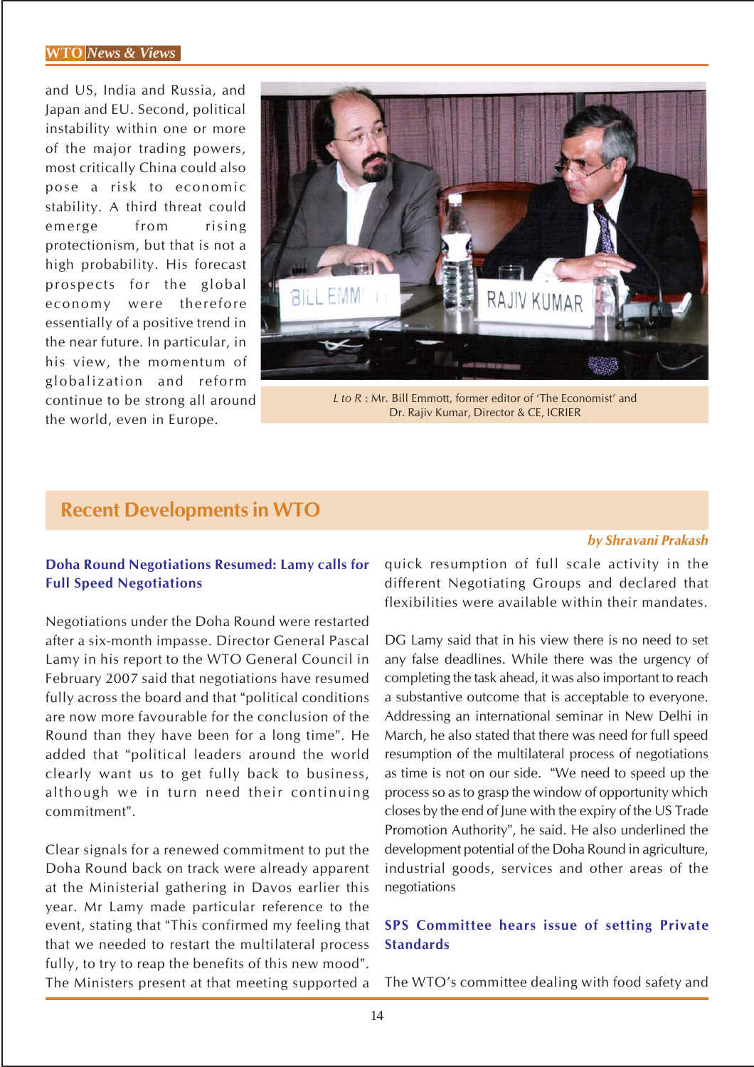and US, India and Russia, and Japan and EU. Second, political instability within one or more of the major trading powers, most critically China could also pose a risk to economic stability. A third threat could emerge from rising protectionism, but that is not a high probability. His forecast prospects for the global economy were therefore essentially of a positive trend in the near future. In particular, in his view, the momentum of globalization and reform continue to be strong all around the world, even in Europe.

*L to R* : Mr. Bill Emmott, former editor of 'The Economist' and Dr. Rajiv Kumar, Director & CE, ICRIER

## Recent Developments in WTO

***by Shravani Prakash***

### Doha Round Negotiations Resumed: Lamy calls for Full Speed Negotiations

Negotiations under the Doha Round were restarted after a six-month impasse. Director General Pascal Lamy in his report to the WTO General Council in February 2007 said that negotiations have resumed fully across the board and that "political conditions are now more favourable for the conclusion of the Round than they have been for a long time". He added that "political leaders around the world clearly want us to get fully back to business, although we in turn need their continuing commitment".

Clear signals for a renewed commitment to put the Doha Round back on track were already apparent at the Ministerial gathering in Davos earlier this year. Mr Lamy made particular reference to the event, stating that "This confirmed my feeling that that we needed to restart the multilateral process fully, to try to reap the benefits of this new mood". The Ministers present at that meeting supported a quick resumption of full scale activity in the different Negotiating Groups and declared that flexibilities were available within their mandates.

DG Lamy said that in his view there is no need to set any false deadlines. While there was the urgency of completing the task ahead, it was also important to reach a substantive outcome that is acceptable to everyone. Addressing an international seminar in New Delhi in March, he also stated that there was need for full speed resumption of the multilateral process of negotiations as time is not on our side. "We need to speed up the process so as to grasp the window of opportunity which closes by the end of June with the expiry of the US Trade Promotion Authority", he said. He also underlined the development potential of the Doha Round in agriculture, industrial goods, services and other areas of the negotiations

### SPS Committee hears issue of setting Private Standards

The WTO's committee dealing with food safety and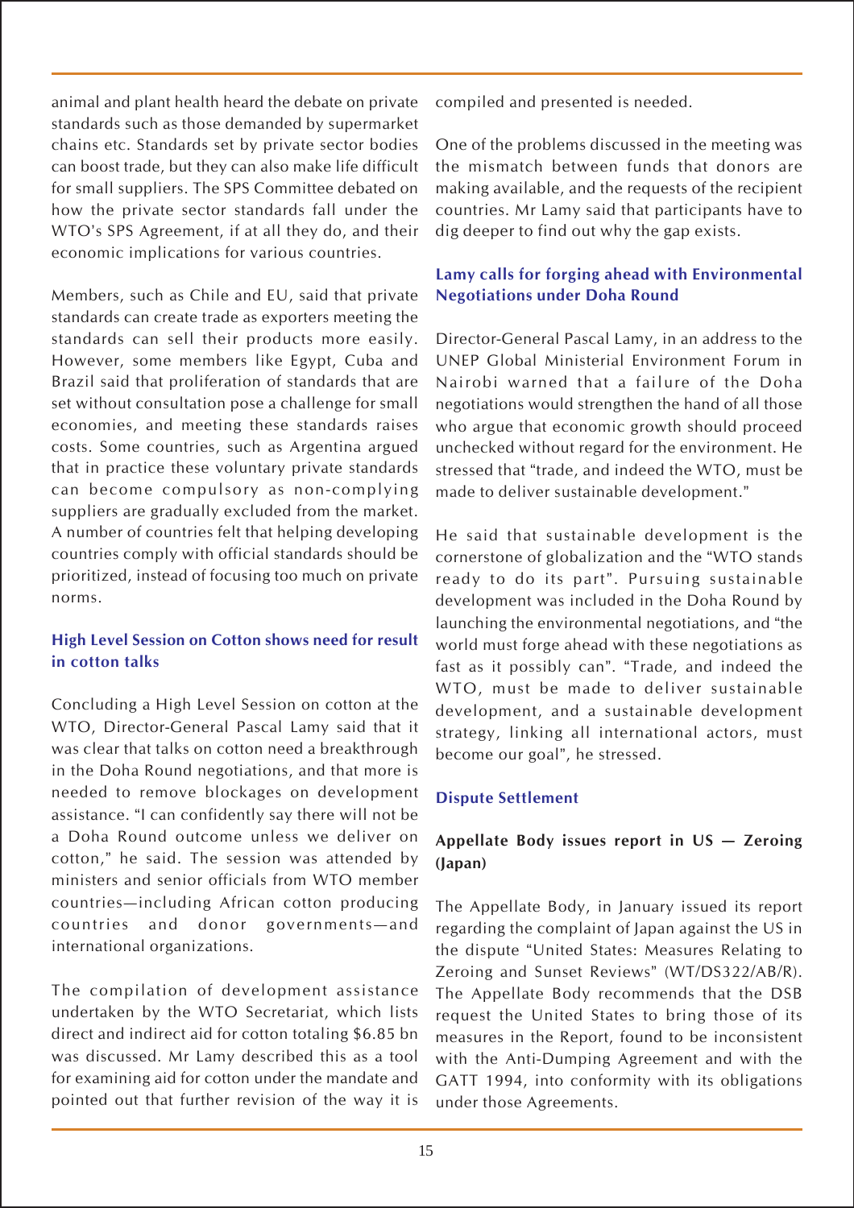animal and plant health heard the debate on private standards such as those demanded by supermarket chains etc. Standards set by private sector bodies can boost trade, but they can also make life difficult for small suppliers. The SPS Committee debated on how the private sector standards fall under the WTO's SPS Agreement, if at all they do, and their economic implications for various countries.

Members, such as Chile and EU, said that private standards can create trade as exporters meeting the standards can sell their products more easily. However, some members like Egypt, Cuba and Brazil said that proliferation of standards that are set without consultation pose a challenge for small economies, and meeting these standards raises costs. Some countries, such as Argentina argued that in practice these voluntary private standards can become compulsory as non-complying suppliers are gradually excluded from the market. A number of countries felt that helping developing countries comply with official standards should be prioritized, instead of focusing too much on private norms.

### High Level Session on Cotton shows need for result in cotton talks

Concluding a High Level Session on cotton at the WTO, Director-General Pascal Lamy said that it was clear that talks on cotton need a breakthrough in the Doha Round negotiations, and that more is needed to remove blockages on development assistance. "I can confidently say there will not be a Doha Round outcome unless we deliver on cotton," he said. The session was attended by ministers and senior officials from WTO member countries—including African cotton producing countries and donor governments—and international organizations.

The compilation of development assistance undertaken by the WTO Secretariat, which lists direct and indirect aid for cotton totaling $6.85 bn was discussed. Mr Lamy described this as a tool for examining aid for cotton under the mandate and pointed out that further revision of the way it is compiled and presented is needed.

One of the problems discussed in the meeting was the mismatch between funds that donors are making available, and the requests of the recipient countries. Mr Lamy said that participants have to dig deeper to find out why the gap exists.

### Lamy calls for forging ahead with Environmental Negotiations under Doha Round

Director-General Pascal Lamy, in an address to the UNEP Global Ministerial Environment Forum in Nairobi warned that a failure of the Doha negotiations would strengthen the hand of all those who argue that economic growth should proceed unchecked without regard for the environment. He stressed that "trade, and indeed the WTO, must be made to deliver sustainable development."

He said that sustainable development is the cornerstone of globalization and the "WTO stands ready to do its part". Pursuing sustainable development was included in the Doha Round by launching the environmental negotiations, and "the world must forge ahead with these negotiations as fast as it possibly can". "Trade, and indeed the WTO, must be made to deliver sustainable development, and a sustainable development strategy, linking all international actors, must become our goal", he stressed.

## Dispute Settlement

### Appellate Body issues report in US — Zeroing (Japan)

The Appellate Body, in January issued its report regarding the complaint of Japan against the US in the dispute "United States: Measures Relating to Zeroing and Sunset Reviews" (WT/DS322/AB/R). The Appellate Body recommends that the DSB request the United States to bring those of its measures in the Report, found to be inconsistent with the Anti-Dumping Agreement and with the GATT 1994, into conformity with its obligations under those Agreements.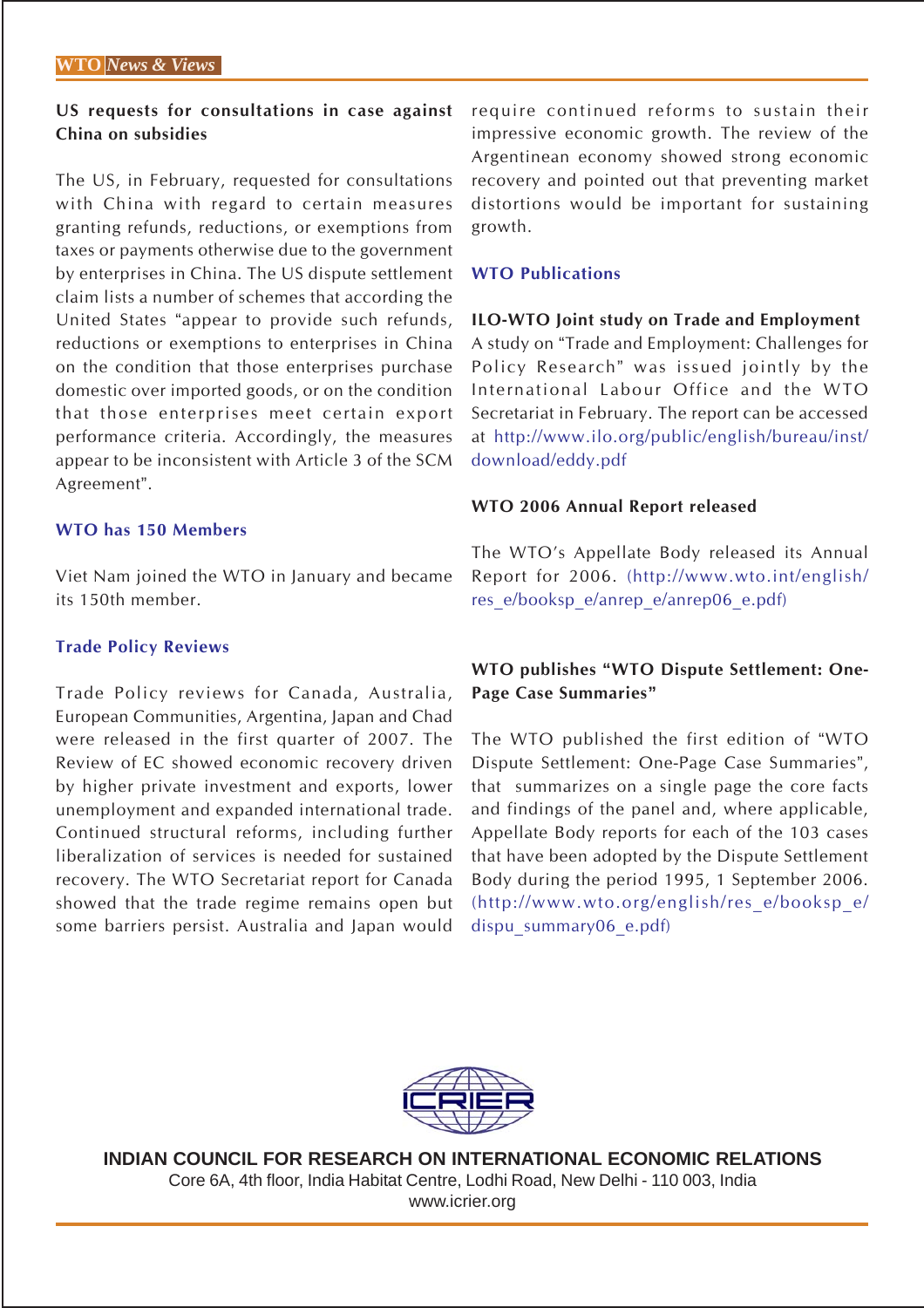### US requests for consultations in case against China on subsidies

The US, in February, requested for consultations with China with regard to certain measures granting refunds, reductions, or exemptions from taxes or payments otherwise due to the government by enterprises in China. The US dispute settlement claim lists a number of schemes that according the United States "appear to provide such refunds, reductions or exemptions to enterprises in China on the condition that those enterprises purchase domestic over imported goods, or on the condition that those enterprises meet certain export performance criteria. Accordingly, the measures appear to be inconsistent with Article 3 of the SCM Agreement".

### WTO has 150 Members

Viet Nam joined the WTO in January and became its 150th member.

### Trade Policy Reviews

Trade Policy reviews for Canada, Australia, European Communities, Argentina, Japan and Chad were released in the first quarter of 2007. The Review of EC showed economic recovery driven by higher private investment and exports, lower unemployment and expanded international trade. Continued structural reforms, including further liberalization of services is needed for sustained recovery. The WTO Secretariat report for Canada showed that the trade regime remains open but some barriers persist. Australia and Japan would require continued reforms to sustain their impressive economic growth. The review of the Argentinean economy showed strong economic recovery and pointed out that preventing market distortions would be important for sustaining growth.

### WTO Publications

**ILO-WTO Joint study on Trade and Employment**

A study on "Trade and Employment: Challenges for Policy Research" was issued jointly by the International Labour Office and the WTO Secretariat in February. The report can be accessed at http://www.ilo.org/public/english/bureau/inst/download/eddy.pdf

**WTO 2006 Annual Report released**

The WTO's Appellate Body released its Annual Report for 2006. (http://www.wto.int/english/res_e/booksp_e/anrep_e/anrep06_e.pdf)

**WTO publishes "WTO Dispute Settlement: One-Page Case Summaries"**

The WTO published the first edition of "WTO Dispute Settlement: One-Page Case Summaries", that summarizes on a single page the core facts and findings of the panel and, where applicable, Appellate Body reports for each of the 103 cases that have been adopted by the Dispute Settlement Body during the period 1995, 1 September 2006. (http://www.wto.org/english/res_e/booksp_e/dispu_summary06_e.pdf)

ICRIER

**INDIAN COUNCIL FOR RESEARCH ON INTERNATIONAL ECONOMIC RELATIONS**

Core 6A, 4th floor, India Habitat Centre, Lodhi Road, New Delhi - 110 003, India

www.icrier.org